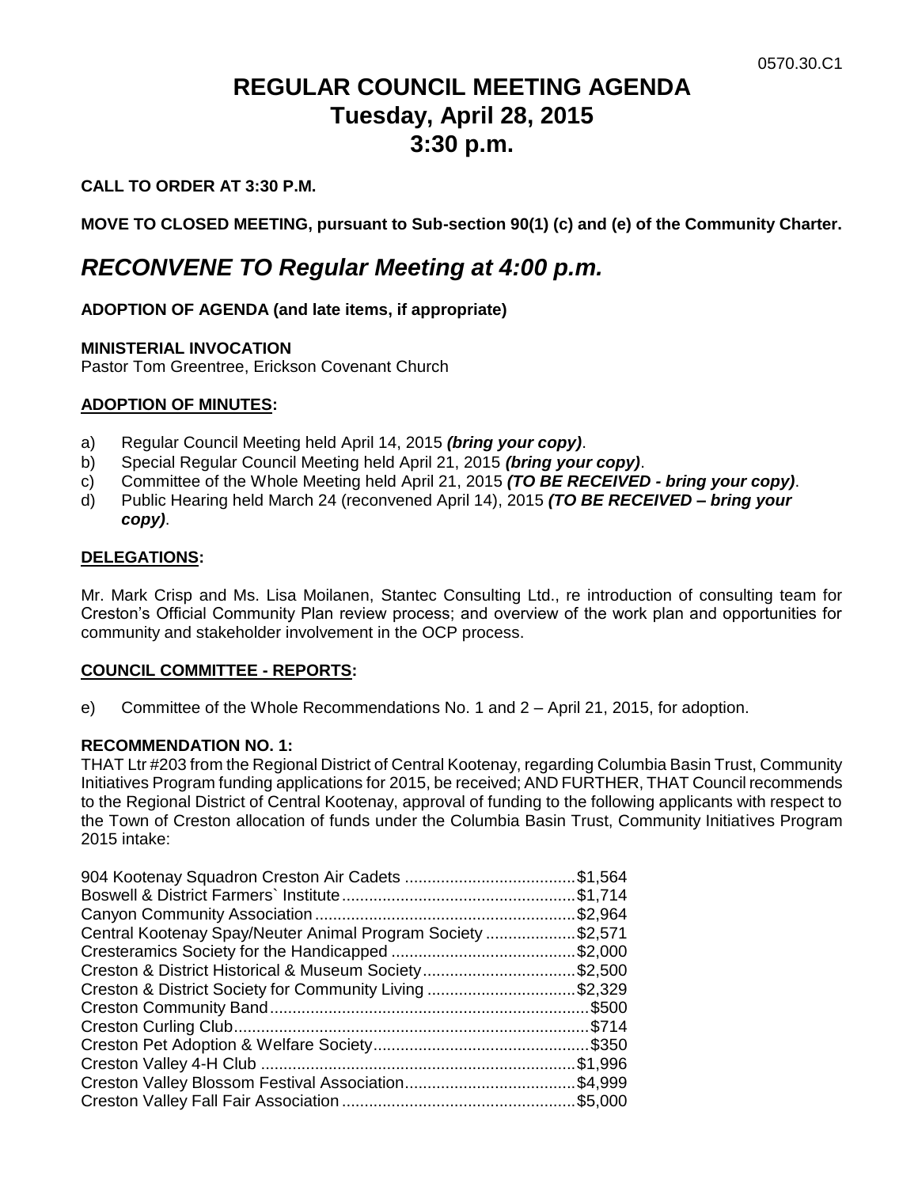0570.30.C1

# REGULAR COUNCIL MEETING AGENDA
# Tuesday, April 28, 2015
# 3:30 p.m.

**CALL TO ORDER AT 3:30 P.M.**

**MOVE TO CLOSED MEETING, pursuant to Sub-section 90(1) (c) and (e) of the Community Charter.**

## *RECONVENE TO Regular Meeting at 4:00 p.m.*

**ADOPTION OF AGENDA (and late items, if appropriate)**

**MINISTERIAL INVOCATION**
Pastor Tom Greentree, Erickson Covenant Church

**ADOPTION OF MINUTES:**

a) Regular Council Meeting held April 14, 2015 ***(bring your copy)***.
b) Special Regular Council Meeting held April 21, 2015 ***(bring your copy)***.
c) Committee of the Whole Meeting held April 21, 2015 ***(TO BE RECEIVED - bring your copy)***.
d) Public Hearing held March 24 (reconvened April 14), 2015 ***(TO BE RECEIVED – bring your copy)***.

**DELEGATIONS:**

Mr. Mark Crisp and Ms. Lisa Moilanen, Stantec Consulting Ltd., re introduction of consulting team for Creston's Official Community Plan review process; and overview of the work plan and opportunities for community and stakeholder involvement in the OCP process.

**COUNCIL COMMITTEE - REPORTS:**

e) Committee of the Whole Recommendations No. 1 and 2 – April 21, 2015, for adoption.

**RECOMMENDATION NO. 1:**
THAT Ltr #203 from the Regional District of Central Kootenay, regarding Columbia Basin Trust, Community Initiatives Program funding applications for 2015, be received; AND FURTHER, THAT Council recommends to the Regional District of Central Kootenay, approval of funding to the following applicants with respect to the Town of Creston allocation of funds under the Columbia Basin Trust, Community Initiatives Program 2015 intake:

| Applicant | Amount |
|---|---|
| 904 Kootenay Squadron Creston Air Cadets | $1,564 |
| Boswell & District Farmers` Institute | $1,714 |
| Canyon Community Association | $2,964 |
| Central Kootenay Spay/Neuter Animal Program Society | $2,571 |
| Cresteramics Society for the Handicapped | $2,000 |
| Creston & District Historical & Museum Society | $2,500 |
| Creston & District Society for Community Living | $2,329 |
| Creston Community Band | $500 |
| Creston Curling Club | $714 |
| Creston Pet Adoption & Welfare Society | $350 |
| Creston Valley 4-H Club | $1,996 |
| Creston Valley Blossom Festival Association | $4,999 |
| Creston Valley Fall Fair Association | $5,000 |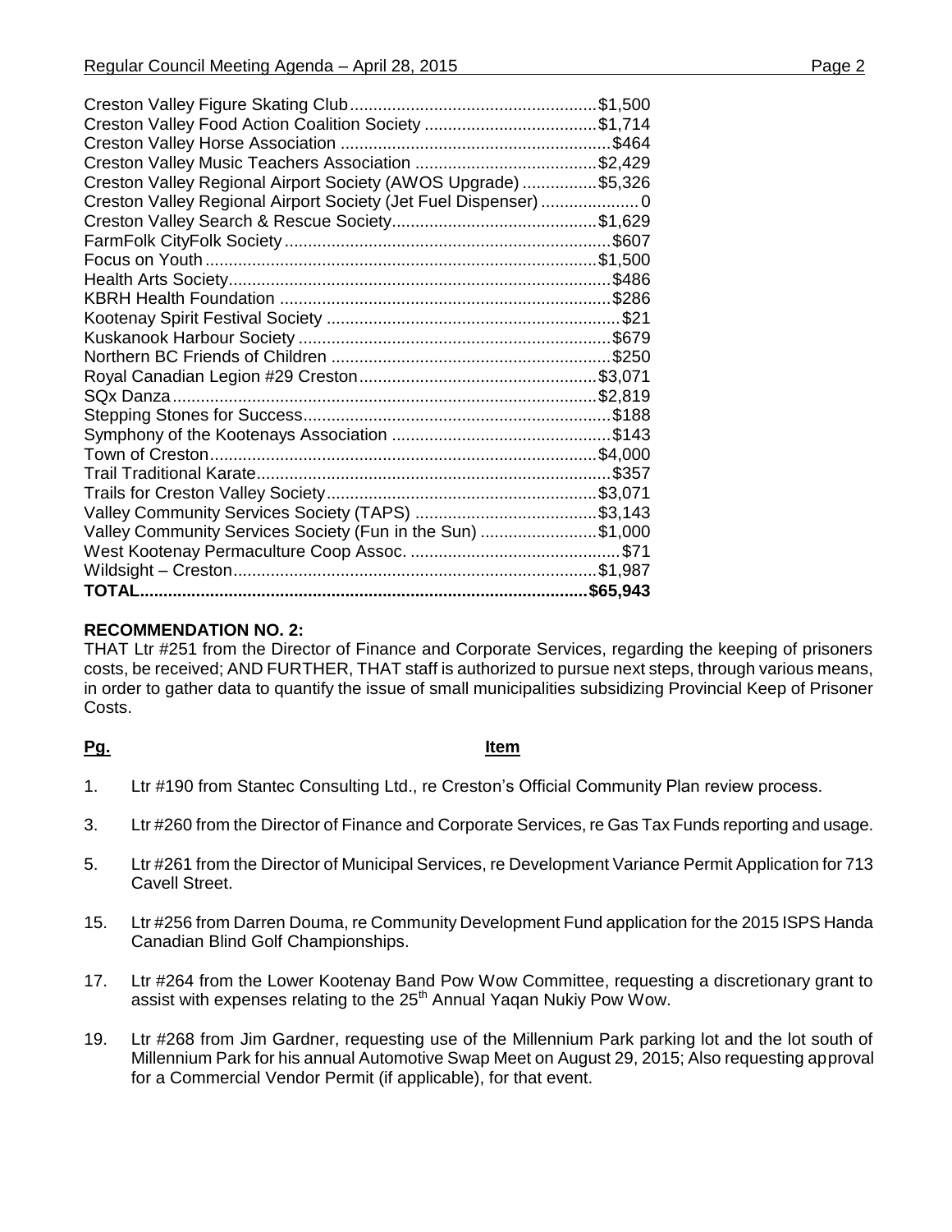| | |
|---|---|
| Creston Valley Figure Skating Club | $1,500 |
| Creston Valley Food Action Coalition Society | $1,714 |
| Creston Valley Horse Association | $464 |
| Creston Valley Music Teachers Association | $2,429 |
| Creston Valley Regional Airport Society (AWOS Upgrade) | $5,326 |
| Creston Valley Regional Airport Society (Jet Fuel Dispenser) | 0 |
| Creston Valley Search & Rescue Society | $1,629 |
| FarmFolk CityFolk Society | $607 |
| Focus on Youth | $1,500 |
| Health Arts Society | $486 |
| KBRH Health Foundation | $286 |
| Kootenay Spirit Festival Society | $21 |
| Kuskanook Harbour Society | $679 |
| Northern BC Friends of Children | $250 |
| Royal Canadian Legion #29 Creston | $3,071 |
| SQx Danza | $2,819 |
| Stepping Stones for Success | $188 |
| Symphony of the Kootenays Association | $143 |
| Town of Creston | $4,000 |
| Trail Traditional Karate | $357 |
| Trails for Creston Valley Society | $3,071 |
| Valley Community Services Society (TAPS) | $3,143 |
| Valley Community Services Society (Fun in the Sun) | $1,000 |
| West Kootenay Permaculture Coop Assoc. | $71 |
| Wildsight – Creston | $1,987 |
| **TOTAL** | **$65,943** |

**RECOMMENDATION NO. 2:**
THAT Ltr #251 from the Director of Finance and Corporate Services, regarding the keeping of prisoners costs, be received; AND FURTHER, THAT staff is authorized to pursue next steps, through various means, in order to gather data to quantify the issue of small municipalities subsidizing Provincial Keep of Prisoner Costs.

| **Pg.** | **Item** |
|---|---|
| 1. | Ltr #190 from Stantec Consulting Ltd., re Creston's Official Community Plan review process. |
| 3. | Ltr #260 from the Director of Finance and Corporate Services, re Gas Tax Funds reporting and usage. |
| 5. | Ltr #261 from the Director of Municipal Services, re Development Variance Permit Application for 713 Cavell Street. |
| 15. | Ltr #256 from Darren Douma, re Community Development Fund application for the 2015 ISPS Handa Canadian Blind Golf Championships. |
| 17. | Ltr #264 from the Lower Kootenay Band Pow Wow Committee, requesting a discretionary grant to assist with expenses relating to the 25th Annual Yaqan Nukiy Pow Wow. |
| 19. | Ltr #268 from Jim Gardner, requesting use of the Millennium Park parking lot and the lot south of Millennium Park for his annual Automotive Swap Meet on August 29, 2015; Also requesting approval for a Commercial Vendor Permit (if applicable), for that event. |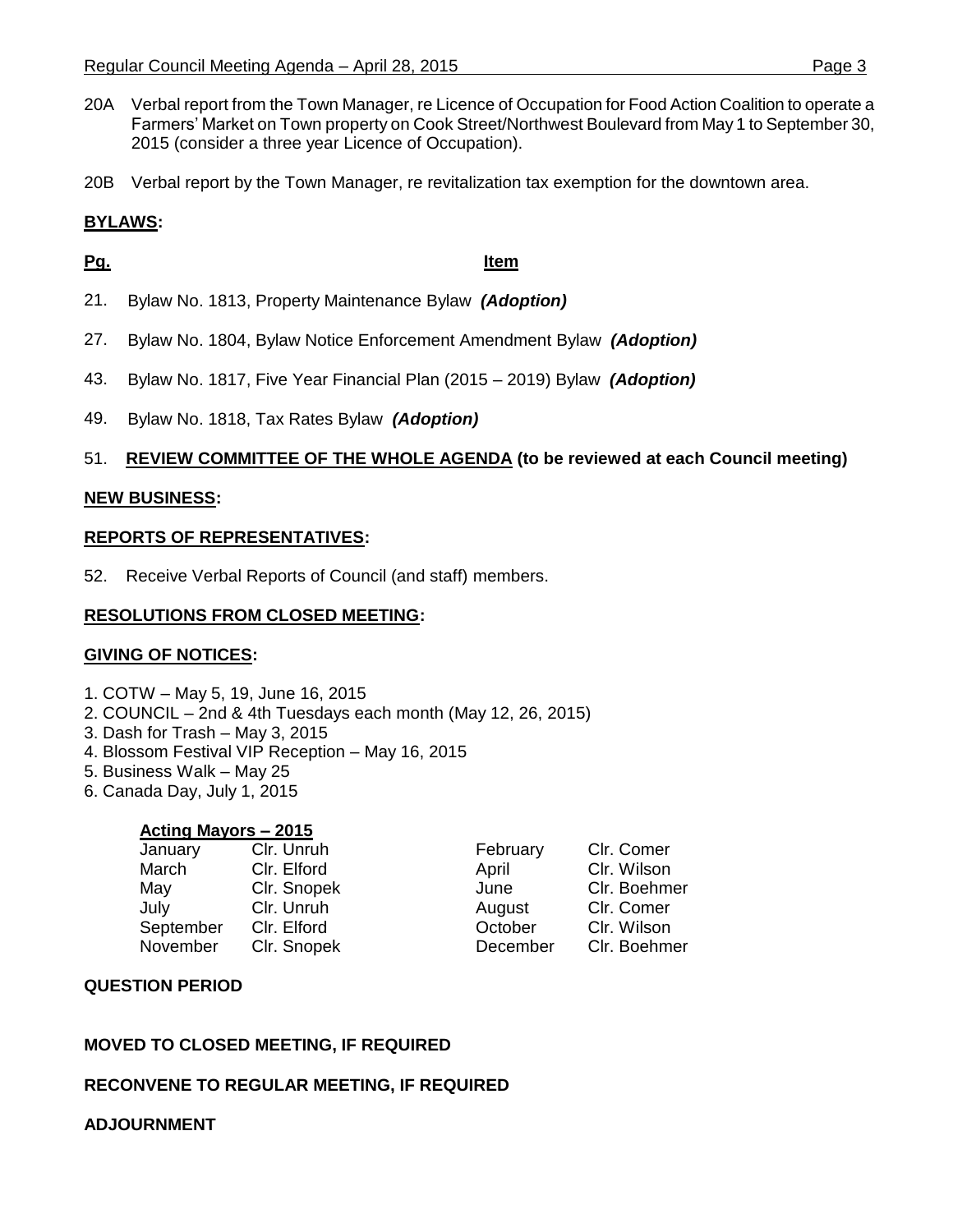20A Verbal report from the Town Manager, re Licence of Occupation for Food Action Coalition to operate a Farmers' Market on Town property on Cook Street/Northwest Boulevard from May 1 to September 30, 2015 (consider a three year Licence of Occupation).

20B Verbal report by the Town Manager, re revitalization tax exemption for the downtown area.

## BYLAWS:

| Pg. | Item |
|---|---|
| 21. | Bylaw No. 1813, Property Maintenance Bylaw ***(Adoption)*** |
| 27. | Bylaw No. 1804, Bylaw Notice Enforcement Amendment Bylaw ***(Adoption)*** |
| 43. | Bylaw No. 1817, Five Year Financial Plan (2015 – 2019) Bylaw ***(Adoption)*** |
| 49. | Bylaw No. 1818, Tax Rates Bylaw ***(Adoption)*** |

51. **REVIEW COMMITTEE OF THE WHOLE AGENDA (to be reviewed at each Council meeting)**

## NEW BUSINESS:

## REPORTS OF REPRESENTATIVES:

52. Receive Verbal Reports of Council (and staff) members.

## RESOLUTIONS FROM CLOSED MEETING:

## GIVING OF NOTICES:

1. COTW – May 5, 19, June 16, 2015
2. COUNCIL – 2nd & 4th Tuesdays each month (May 12, 26, 2015)
3. Dash for Trash – May 3, 2015
4. Blossom Festival VIP Reception – May 16, 2015
5. Business Walk – May 25
6. Canada Day, July 1, 2015

**Acting Mayors – 2015**

| | | | |
|---|---|---|---|
| January | Clr. Unruh | February | Clr. Comer |
| March | Clr. Elford | April | Clr. Wilson |
| May | Clr. Snopek | June | Clr. Boehmer |
| July | Clr. Unruh | August | Clr. Comer |
| September | Clr. Elford | October | Clr. Wilson |
| November | Clr. Snopek | December | Clr. Boehmer |

**QUESTION PERIOD**

**MOVED TO CLOSED MEETING, IF REQUIRED**

**RECONVENE TO REGULAR MEETING, IF REQUIRED**

**ADJOURNMENT**